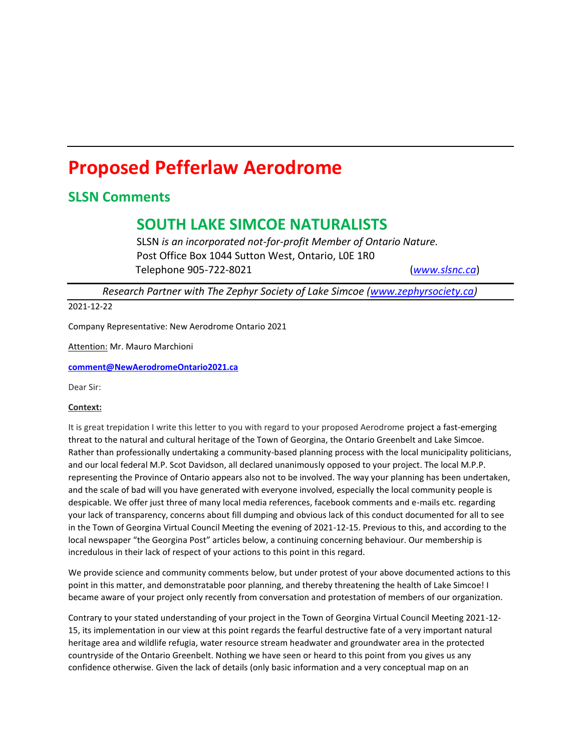# Proposed Pefferlaw Aerodrome

## SLSN Comments

### SOUTH LAKE SIMCOE NATURALISTS

SLSN *is an incorporated not-for-profit Member of Ontario Nature.*
Post Office Box 1044 Sutton West, Ontario, L0E 1R0
Telephone 905-722-8021 (*www.slsnc.ca*)

*Research Partner with The Zephyr Society of Lake Simcoe (www.zephyrsociety.ca)*

2021-12-22

Company Representative: New Aerodrome Ontario 2021

Attention: Mr. Mauro Marchioni

**comment@NewAerodromeOntario2021.ca**

Dear Sir:

**Context:**

It is great trepidation I write this letter to you with regard to your proposed Aerodrome project a fast-emerging threat to the natural and cultural heritage of the Town of Georgina, the Ontario Greenbelt and Lake Simcoe. Rather than professionally undertaking a community-based planning process with the local municipality politicians, and our local federal M.P. Scot Davidson, all declared unanimously opposed to your project. The local M.P.P. representing the Province of Ontario appears also not to be involved. The way your planning has been undertaken, and the scale of bad will you have generated with everyone involved, especially the local community people is despicable. We offer just three of many local media references, facebook comments and e-mails etc. regarding your lack of transparency, concerns about fill dumping and obvious lack of this conduct documented for all to see in the Town of Georgina Virtual Council Meeting the evening of 2021-12-15. Previous to this, and according to the local newspaper "the Georgina Post" articles below, a continuing concerning behaviour. Our membership is incredulous in their lack of respect of your actions to this point in this regard.

We provide science and community comments below, but under protest of your above documented actions to this point in this matter, and demonstratable poor planning, and thereby threatening the health of Lake Simcoe! I became aware of your project only recently from conversation and protestation of members of our organization.

Contrary to your stated understanding of your project in the Town of Georgina Virtual Council Meeting 2021-12-15, its implementation in our view at this point regards the fearful destructive fate of a very important natural heritage area and wildlife refugia, water resource stream headwater and groundwater area in the protected countryside of the Ontario Greenbelt. Nothing we have seen or heard to this point from you gives us any confidence otherwise. Given the lack of details (only basic information and a very conceptual map on an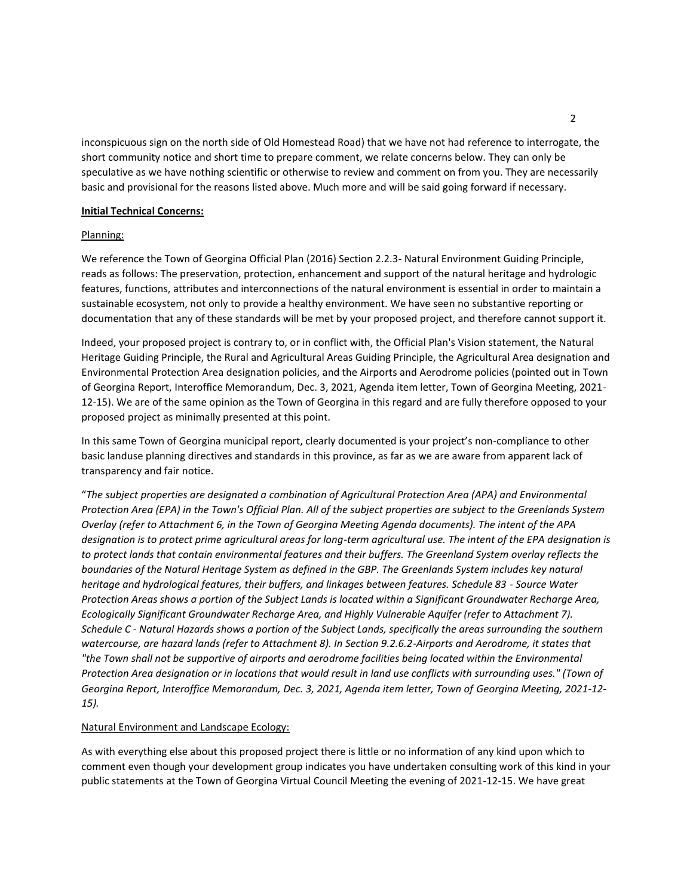inconspicuous sign on the north side of Old Homestead Road) that we have not had reference to interrogate, the short community notice and short time to prepare comment, we relate concerns below. They can only be speculative as we have nothing scientific or otherwise to review and comment on from you. They are necessarily basic and provisional for the reasons listed above. Much more and will be said going forward if necessary.

**Initial Technical Concerns:**

Planning:

We reference the Town of Georgina Official Plan (2016) Section 2.2.3- Natural Environment Guiding Principle, reads as follows: The preservation, protection, enhancement and support of the natural heritage and hydrologic features, functions, attributes and interconnections of the natural environment is essential in order to maintain a sustainable ecosystem, not only to provide a healthy environment. We have seen no substantive reporting or documentation that any of these standards will be met by your proposed project, and therefore cannot support it.

Indeed, your proposed project is contrary to, or in conflict with, the Official Plan's Vision statement, the Natural Heritage Guiding Principle, the Rural and Agricultural Areas Guiding Principle, the Agricultural Area designation and Environmental Protection Area designation policies, and the Airports and Aerodrome policies (pointed out in Town of Georgina Report, Interoffice Memorandum, Dec. 3, 2021, Agenda item letter, Town of Georgina Meeting, 2021-12-15). We are of the same opinion as the Town of Georgina in this regard and are fully therefore opposed to your proposed project as minimally presented at this point.

In this same Town of Georgina municipal report, clearly documented is your project's non-compliance to other basic landuse planning directives and standards in this province, as far as we are aware from apparent lack of transparency and fair notice.

"*The subject properties are designated a combination of Agricultural Protection Area (APA) and Environmental Protection Area (EPA) in the Town's Official Plan. All of the subject properties are subject to the Greenlands System Overlay (refer to Attachment 6, in the Town of Georgina Meeting Agenda documents). The intent of the APA designation is to protect prime agricultural areas for long-term agricultural use. The intent of the EPA designation is to protect lands that contain environmental features and their buffers. The Greenland System overlay reflects the boundaries of the Natural Heritage System as defined in the GBP. The Greenlands System includes key natural heritage and hydrological features, their buffers, and linkages between features. Schedule 83 - Source Water Protection Areas shows a portion of the Subject Lands is located within a Significant Groundwater Recharge Area, Ecologically Significant Groundwater Recharge Area, and Highly Vulnerable Aquifer (refer to Attachment 7). Schedule C - Natural Hazards shows a portion of the Subject Lands, specifically the areas surrounding the southern watercourse, are hazard lands (refer to Attachment 8). In Section 9.2.6.2-Airports and Aerodrome, it states that "the Town shall not be supportive of airports and aerodrome facilities being located within the Environmental Protection Area designation or in locations that would result in land use conflicts with surrounding uses." (Town of Georgina Report, Interoffice Memorandum, Dec. 3, 2021, Agenda item letter, Town of Georgina Meeting, 2021-12-15).*

Natural Environment and Landscape Ecology:

As with everything else about this proposed project there is little or no information of any kind upon which to comment even though your development group indicates you have undertaken consulting work of this kind in your public statements at the Town of Georgina Virtual Council Meeting the evening of 2021-12-15. We have great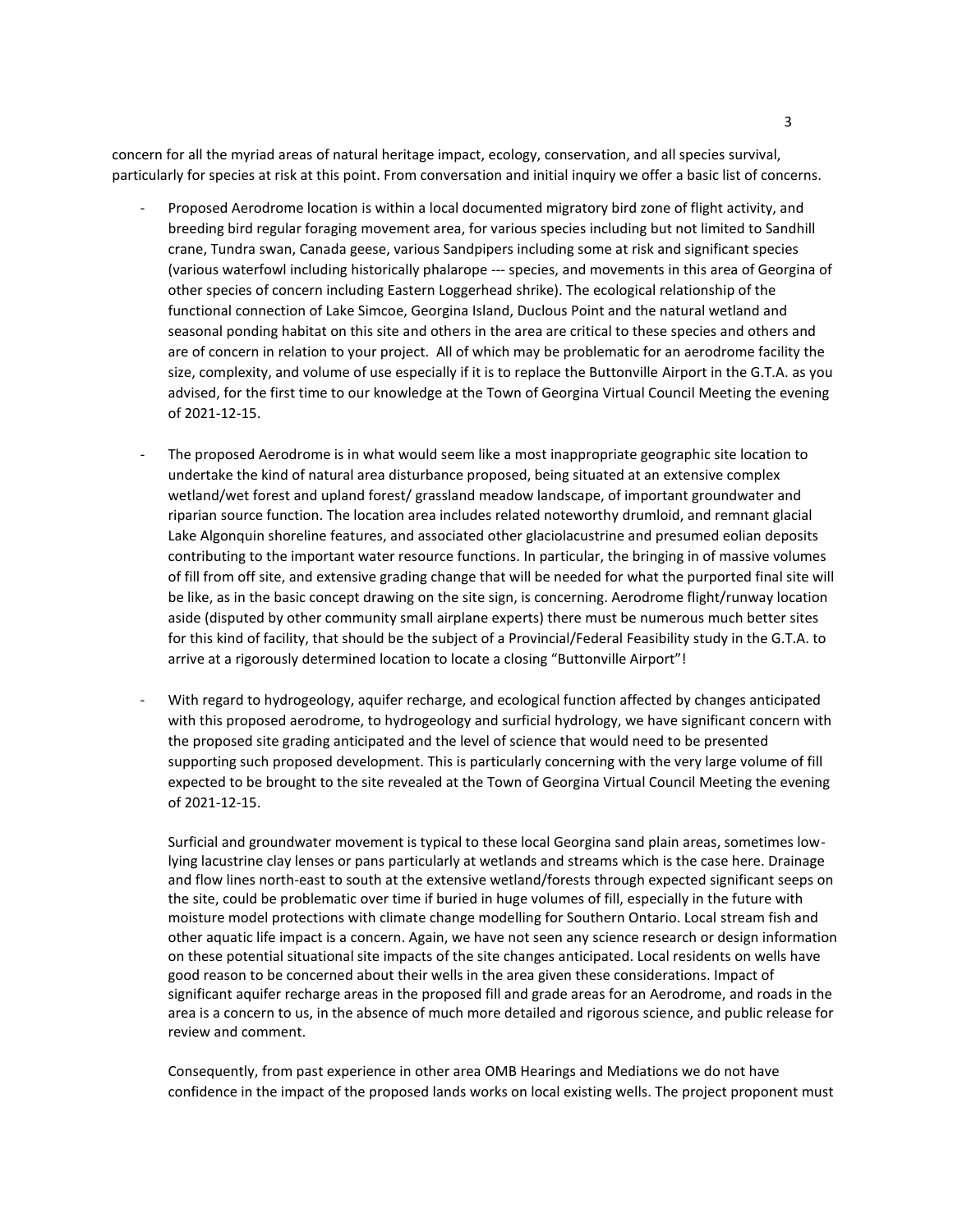concern for all the myriad areas of natural heritage impact, ecology, conservation, and all species survival, particularly for species at risk at this point. From conversation and initial inquiry we offer a basic list of concerns.

- Proposed Aerodrome location is within a local documented migratory bird zone of flight activity, and breeding bird regular foraging movement area, for various species including but not limited to Sandhill crane, Tundra swan, Canada geese, various Sandpipers including some at risk and significant species (various waterfowl including historically phalarope --- species, and movements in this area of Georgina of other species of concern including Eastern Loggerhead shrike). The ecological relationship of the functional connection of Lake Simcoe, Georgina Island, Duclous Point and the natural wetland and seasonal ponding habitat on this site and others in the area are critical to these species and others and are of concern in relation to your project. All of which may be problematic for an aerodrome facility the size, complexity, and volume of use especially if it is to replace the Buttonville Airport in the G.T.A. as you advised, for the first time to our knowledge at the Town of Georgina Virtual Council Meeting the evening of 2021-12-15.

- The proposed Aerodrome is in what would seem like a most inappropriate geographic site location to undertake the kind of natural area disturbance proposed, being situated at an extensive complex wetland/wet forest and upland forest/ grassland meadow landscape, of important groundwater and riparian source function. The location area includes related noteworthy drumloid, and remnant glacial Lake Algonquin shoreline features, and associated other glaciolacustrine and presumed eolian deposits contributing to the important water resource functions. In particular, the bringing in of massive volumes of fill from off site, and extensive grading change that will be needed for what the purported final site will be like, as in the basic concept drawing on the site sign, is concerning. Aerodrome flight/runway location aside (disputed by other community small airplane experts) there must be numerous much better sites for this kind of facility, that should be the subject of a Provincial/Federal Feasibility study in the G.T.A. to arrive at a rigorously determined location to locate a closing "Buttonville Airport"!

- With regard to hydrogeology, aquifer recharge, and ecological function affected by changes anticipated with this proposed aerodrome, to hydrogeology and surficial hydrology, we have significant concern with the proposed site grading anticipated and the level of science that would need to be presented supporting such proposed development. This is particularly concerning with the very large volume of fill expected to be brought to the site revealed at the Town of Georgina Virtual Council Meeting the evening of 2021-12-15.

  Surficial and groundwater movement is typical to these local Georgina sand plain areas, sometimes low-lying lacustrine clay lenses or pans particularly at wetlands and streams which is the case here. Drainage and flow lines north-east to south at the extensive wetland/forests through expected significant seeps on the site, could be problematic over time if buried in huge volumes of fill, especially in the future with moisture model protections with climate change modelling for Southern Ontario. Local stream fish and other aquatic life impact is a concern. Again, we have not seen any science research or design information on these potential situational site impacts of the site changes anticipated. Local residents on wells have good reason to be concerned about their wells in the area given these considerations. Impact of significant aquifer recharge areas in the proposed fill and grade areas for an Aerodrome, and roads in the area is a concern to us, in the absence of much more detailed and rigorous science, and public release for review and comment.

  Consequently, from past experience in other area OMB Hearings and Mediations we do not have confidence in the impact of the proposed lands works on local existing wells. The project proponent must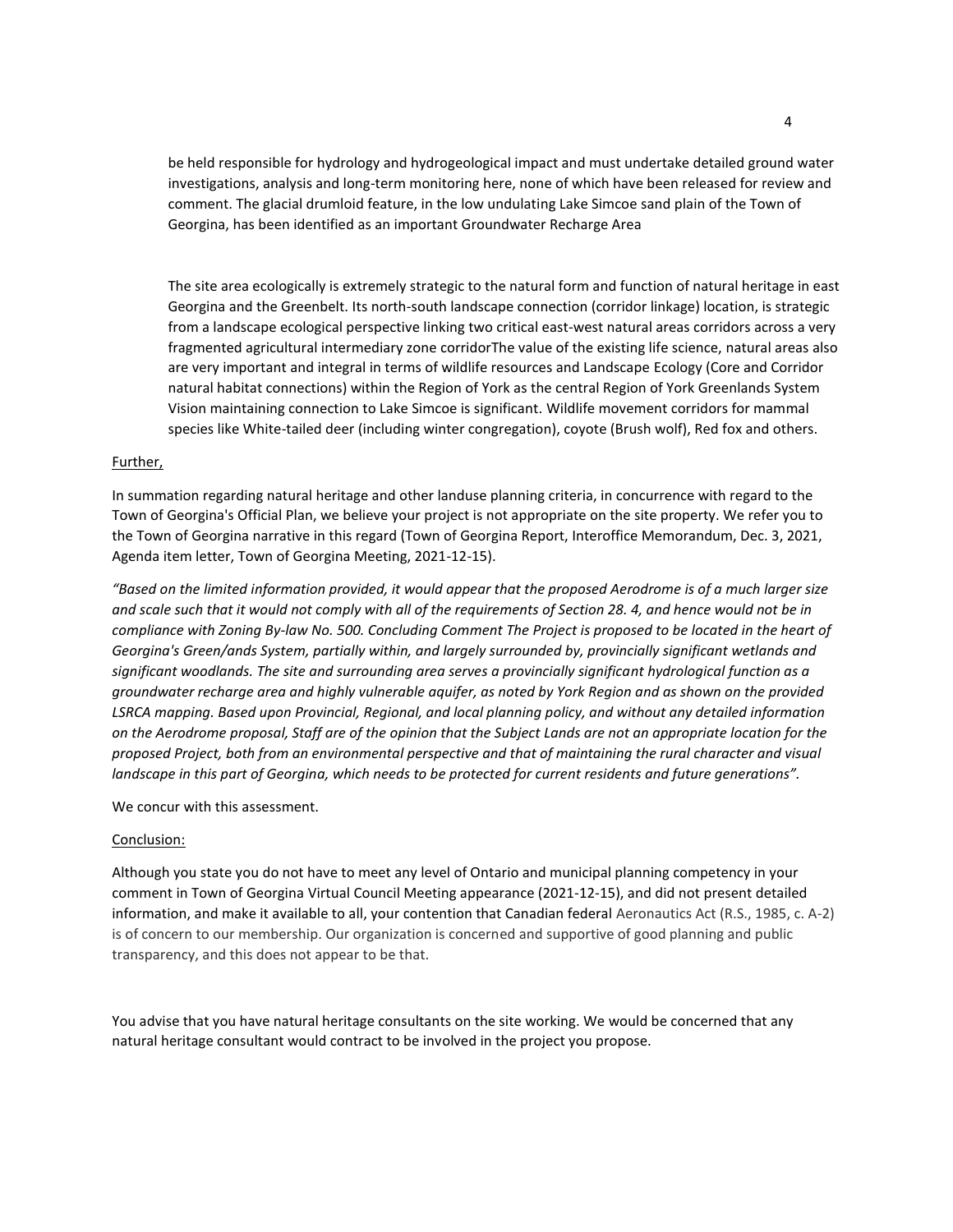be held responsible for hydrology and hydrogeological impact and must undertake detailed ground water investigations, analysis and long-term monitoring here, none of which have been released for review and comment. The glacial drumloid feature, in the low undulating Lake Simcoe sand plain of the Town of Georgina, has been identified as an important Groundwater Recharge Area

The site area ecologically is extremely strategic to the natural form and function of natural heritage in east Georgina and the Greenbelt. Its north-south landscape connection (corridor linkage) location, is strategic from a landscape ecological perspective linking two critical east-west natural areas corridors across a very fragmented agricultural intermediary zone corridorThe value of the existing life science, natural areas also are very important and integral in terms of wildlife resources and Landscape Ecology (Core and Corridor natural habitat connections) within the Region of York as the central Region of York Greenlands System Vision maintaining connection to Lake Simcoe is significant. Wildlife movement corridors for mammal species like White-tailed deer (including winter congregation), coyote (Brush wolf), Red fox and others.

Further,

In summation regarding natural heritage and other landuse planning criteria, in concurrence with regard to the Town of Georgina's Official Plan, we believe your project is not appropriate on the site property. We refer you to the Town of Georgina narrative in this regard (Town of Georgina Report, Interoffice Memorandum, Dec. 3, 2021, Agenda item letter, Town of Georgina Meeting, 2021-12-15).

*"Based on the limited information provided, it would appear that the proposed Aerodrome is of a much larger size and scale such that it would not comply with all of the requirements of Section 28. 4, and hence would not be in compliance with Zoning By-law No. 500. Concluding Comment The Project is proposed to be located in the heart of Georgina's Green/ands System, partially within, and largely surrounded by, provincially significant wetlands and significant woodlands. The site and surrounding area serves a provincially significant hydrological function as a groundwater recharge area and highly vulnerable aquifer, as noted by York Region and as shown on the provided LSRCA mapping. Based upon Provincial, Regional, and local planning policy, and without any detailed information on the Aerodrome proposal, Staff are of the opinion that the Subject Lands are not an appropriate location for the proposed Project, both from an environmental perspective and that of maintaining the rural character and visual landscape in this part of Georgina, which needs to be protected for current residents and future generations".*

We concur with this assessment.

Conclusion:

Although you state you do not have to meet any level of Ontario and municipal planning competency in your comment in Town of Georgina Virtual Council Meeting appearance (2021-12-15), and did not present detailed information, and make it available to all, your contention that Canadian federal Aeronautics Act (R.S., 1985, c. A-2) is of concern to our membership. Our organization is concerned and supportive of good planning and public transparency, and this does not appear to be that.

You advise that you have natural heritage consultants on the site working. We would be concerned that any natural heritage consultant would contract to be involved in the project you propose.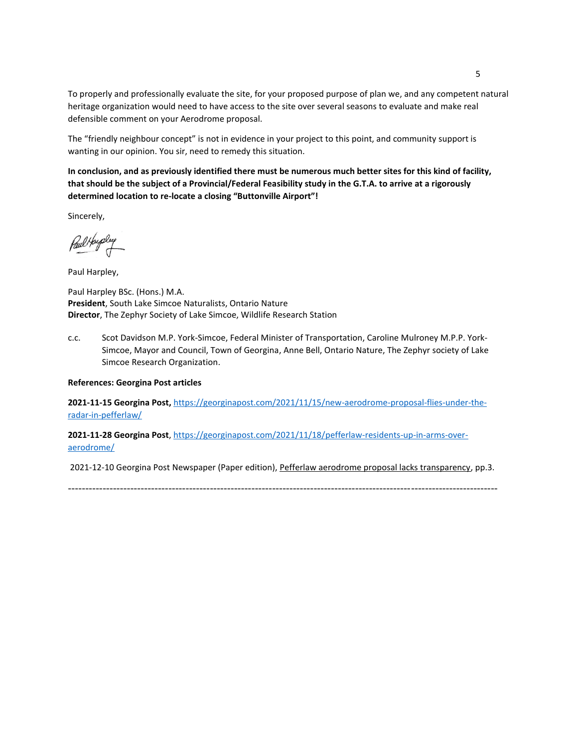To properly and professionally evaluate the site, for your proposed purpose of plan we, and any competent natural heritage organization would need to have access to the site over several seasons to evaluate and make real defensible comment on your Aerodrome proposal.

The "friendly neighbour concept" is not in evidence in your project to this point, and community support is wanting in our opinion. You sir, need to remedy this situation.

**In conclusion, and as previously identified there must be numerous much better sites for this kind of facility, that should be the subject of a Provincial/Federal Feasibility study in the G.T.A. to arrive at a rigorously determined location to re-locate a closing "Buttonville Airport"!**

Sincerely,

Paul Harpley,

Paul Harpley BSc. (Hons.) M.A.
**President**, South Lake Simcoe Naturalists, Ontario Nature
**Director**, The Zephyr Society of Lake Simcoe, Wildlife Research Station

c.c. Scot Davidson M.P. York-Simcoe, Federal Minister of Transportation, Caroline Mulroney M.P.P. York-Simcoe, Mayor and Council, Town of Georgina, Anne Bell, Ontario Nature, The Zephyr society of Lake Simcoe Research Organization.

**References: Georgina Post articles**

**2021-11-15 Georgina Post,** https://georginapost.com/2021/11/15/new-aerodrome-proposal-flies-under-the-radar-in-pefferlaw/

**2021-11-28 Georgina Post**, https://georginapost.com/2021/11/18/pefferlaw-residents-up-in-arms-over-aerodrome/

2021-12-10 Georgina Post Newspaper (Paper edition), Pefferlaw aerodrome proposal lacks transparency, pp.3.

---